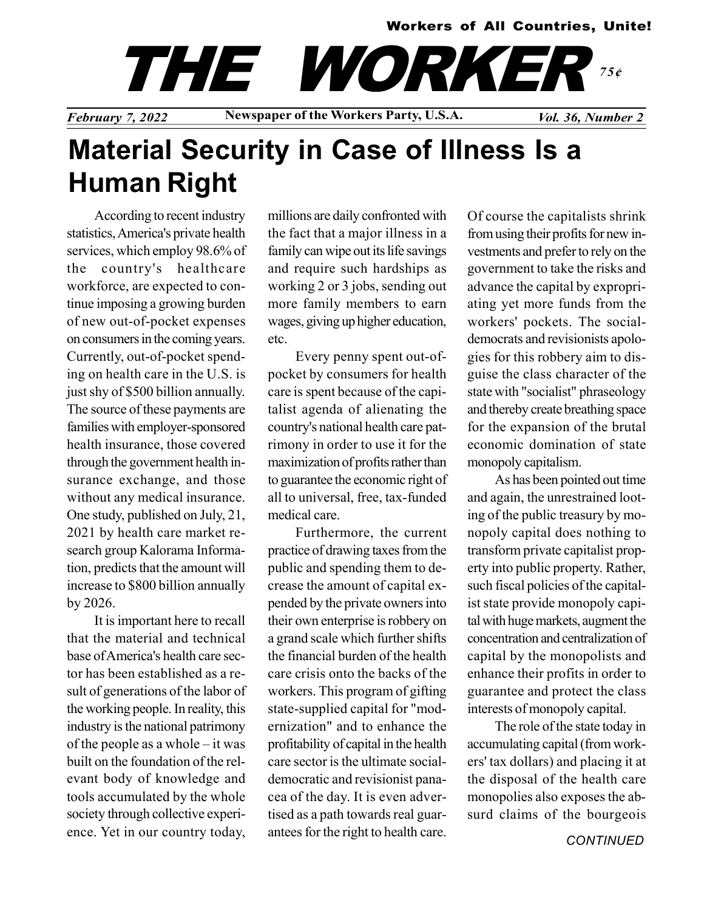Workers of All Countries, Unite!

# THE WORKER

75¢

*February 7, 2022* — Newspaper of the Workers Party, U.S.A. — *Vol. 36, Number 2*

# Material Security in Case of Illness Is a Human Right

According to recent industry statistics, America's private health services, which employ 98.6% of the country's healthcare workforce, are expected to continue imposing a growing burden of new out-of-pocket expenses on consumers in the coming years. Currently, out-of-pocket spending on health care in the U.S. is just shy of $500 billion annually. The source of these payments are families with employer-sponsored health insurance, those covered through the government health insurance exchange, and those without any medical insurance. One study, published on July, 21, 2021 by health care market research group Kalorama Information, predicts that the amount will increase to $800 billion annually by 2026.

It is important here to recall that the material and technical base of America's health care sector has been established as a result of generations of the labor of the working people. In reality, this industry is the national patrimony of the people as a whole – it was built on the foundation of the relevant body of knowledge and tools accumulated by the whole society through collective experience. Yet in our country today, millions are daily confronted with the fact that a major illness in a family can wipe out its life savings and require such hardships as working 2 or 3 jobs, sending out more family members to earn wages, giving up higher education, etc.

Every penny spent out-of-pocket by consumers for health care is spent because of the capitalist agenda of alienating the country's national health care patrimony in order to use it for the maximization of profits rather than to guarantee the economic right of all to universal, free, tax-funded medical care.

Furthermore, the current practice of drawing taxes from the public and spending them to decrease the amount of capital expended by the private owners into their own enterprise is robbery on a grand scale which further shifts the financial burden of the health care crisis onto the backs of the workers. This program of gifting state-supplied capital for "modernization" and to enhance the profitability of capital in the health care sector is the ultimate social-democratic and revisionist panacea of the day. It is even advertised as a path towards real guarantees for the right to health care. Of course the capitalists shrink from using their profits for new investments and prefer to rely on the government to take the risks and advance the capital by expropriating yet more funds from the workers' pockets. The social-democrats and revisionists apologies for this robbery aim to disguise the class character of the state with "socialist" phraseology and thereby create breathing space for the expansion of the brutal economic domination of state monopoly capitalism.

As has been pointed out time and again, the unrestrained looting of the public treasury by monopoly capital does nothing to transform private capitalist property into public property. Rather, such fiscal policies of the capitalist state provide monopoly capital with huge markets, augment the concentration and centralization of capital by the monopolists and enhance their profits in order to guarantee and protect the class interests of monopoly capital.

The role of the state today in accumulating capital (from workers' tax dollars) and placing it at the disposal of the health care monopolies also exposes the absurd claims of the bourgeois

*CONTINUED*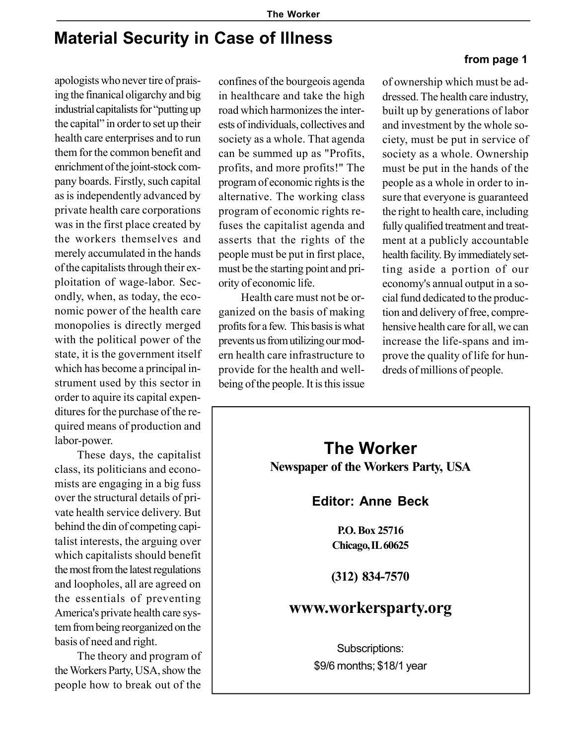# Material Security in Case of Illness

**from page 1**

apologists who never tire of praising the finanical oligarchy and big industrial capitalists for "putting up the capital" in order to set up their health care enterprises and to run them for the common benefit and enrichment of the joint-stock company boards. Firstly, such capital as is independently advanced by private health care corporations was in the first place created by the workers themselves and merely accumulated in the hands of the capitalists through their exploitation of wage-labor. Secondly, when, as today, the economic power of the health care monopolies is directly merged with the political power of the state, it is the government itself which has become a principal instrument used by this sector in order to aquire its capital expenditures for the purchase of the required means of production and labor-power.

These days, the capitalist class, its politicians and economists are engaging in a big fuss over the structural details of private health service delivery. But behind the din of competing capitalist interests, the arguing over which capitalists should benefit the most from the latest regulations and loopholes, all are agreed on the essentials of preventing America's private health care system from being reorganized on the basis of need and right.

The theory and program of the Workers Party, USA, show the people how to break out of the confines of the bourgeois agenda in healthcare and take the high road which harmonizes the interests of individuals, collectives and society as a whole. That agenda can be summed up as "Profits, profits, and more profits!" The program of economic rights is the alternative. The working class program of economic rights refuses the capitalist agenda and asserts that the rights of the people must be put in first place, must be the starting point and priority of economic life.

Health care must not be organized on the basis of making profits for a few. This basis is what prevents us from utilizing our modern health care infrastructure to provide for the health and wellbeing of the people. It is this issue of ownership which must be addressed. The health care industry, built up by generations of labor and investment by the whole society, must be put in service of society as a whole. Ownership must be put in the hands of the people as a whole in order to insure that everyone is guaranteed the right to health care, including fully qualified treatment and treatment at a publicly accountable health facility. By immediately setting aside a portion of our economy's annual output in a social fund dedicated to the production and delivery of free, comprehensive health care for all, we can increase the life-spans and improve the quality of life for hundreds of millions of people.

## The Worker

**Newspaper of the Workers Party, USA**

**Editor: Anne Beck**

**P.O. Box 25716**
**Chicago, IL 60625**

**(312) 834-7570**

**www.workersparty.org**

Subscriptions:
$9/6 months; $18/1 year